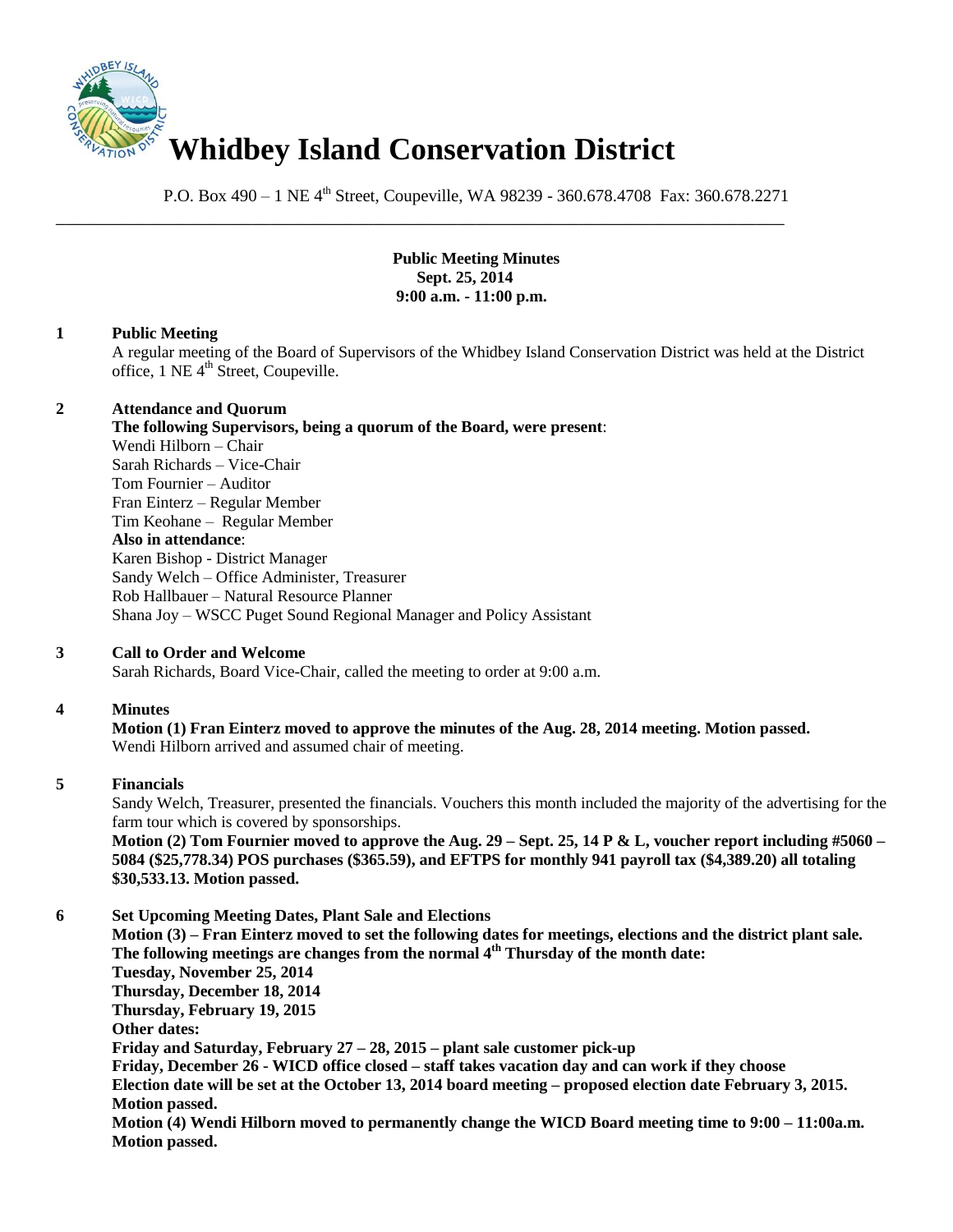# Whidbey Island Conservation District

P.O. Box 490 – 1 NE 4th Street, Coupeville, WA 98239 - 360.678.4708 Fax: 360.678.2271

**Public Meeting Minutes**
**Sept. 25, 2014**
**9:00 a.m. - 11:00 p.m.**

**1 Public Meeting**

A regular meeting of the Board of Supervisors of the Whidbey Island Conservation District was held at the District office, 1 NE 4th Street, Coupeville.

**2 Attendance and Quorum**

**The following Supervisors, being a quorum of the Board, were present**:
Wendi Hilborn – Chair
Sarah Richards – Vice-Chair
Tom Fournier – Auditor
Fran Einterz – Regular Member
Tim Keohane – Regular Member

**Also in attendance**:
Karen Bishop - District Manager
Sandy Welch – Office Administer, Treasurer
Rob Hallbauer – Natural Resource Planner
Shana Joy – WSCC Puget Sound Regional Manager and Policy Assistant

**3 Call to Order and Welcome**

Sarah Richards, Board Vice-Chair, called the meeting to order at 9:00 a.m.

**4 Minutes**

**Motion (1) Fran Einterz moved to approve the minutes of the Aug. 28, 2014 meeting. Motion passed.**
Wendi Hilborn arrived and assumed chair of meeting.

**5 Financials**

Sandy Welch, Treasurer, presented the financials. Vouchers this month included the majority of the advertising for the farm tour which is covered by sponsorships.

**Motion (2) Tom Fournier moved to approve the Aug. 29 – Sept. 25, 14 P & L, voucher report including #5060 – 5084 ($25,778.34) POS purchases ($365.59), and EFTPS for monthly 941 payroll tax ($4,389.20) all totaling $30,533.13. Motion passed.**

**6 Set Upcoming Meeting Dates, Plant Sale and Elections**

**Motion (3) – Fran Einterz moved to set the following dates for meetings, elections and the district plant sale. The following meetings are changes from the normal 4th Thursday of the month date:**
**Tuesday, November 25, 2014**
**Thursday, December 18, 2014**
**Thursday, February 19, 2015**
**Other dates:**
**Friday and Saturday, February 27 – 28, 2015 – plant sale customer pick-up**
**Friday, December 26 - WICD office closed – staff takes vacation day and can work if they choose**
**Election date will be set at the October 13, 2014 board meeting – proposed election date February 3, 2015. Motion passed.**
**Motion (4) Wendi Hilborn moved to permanently change the WICD Board meeting time to 9:00 – 11:00a.m. Motion passed.**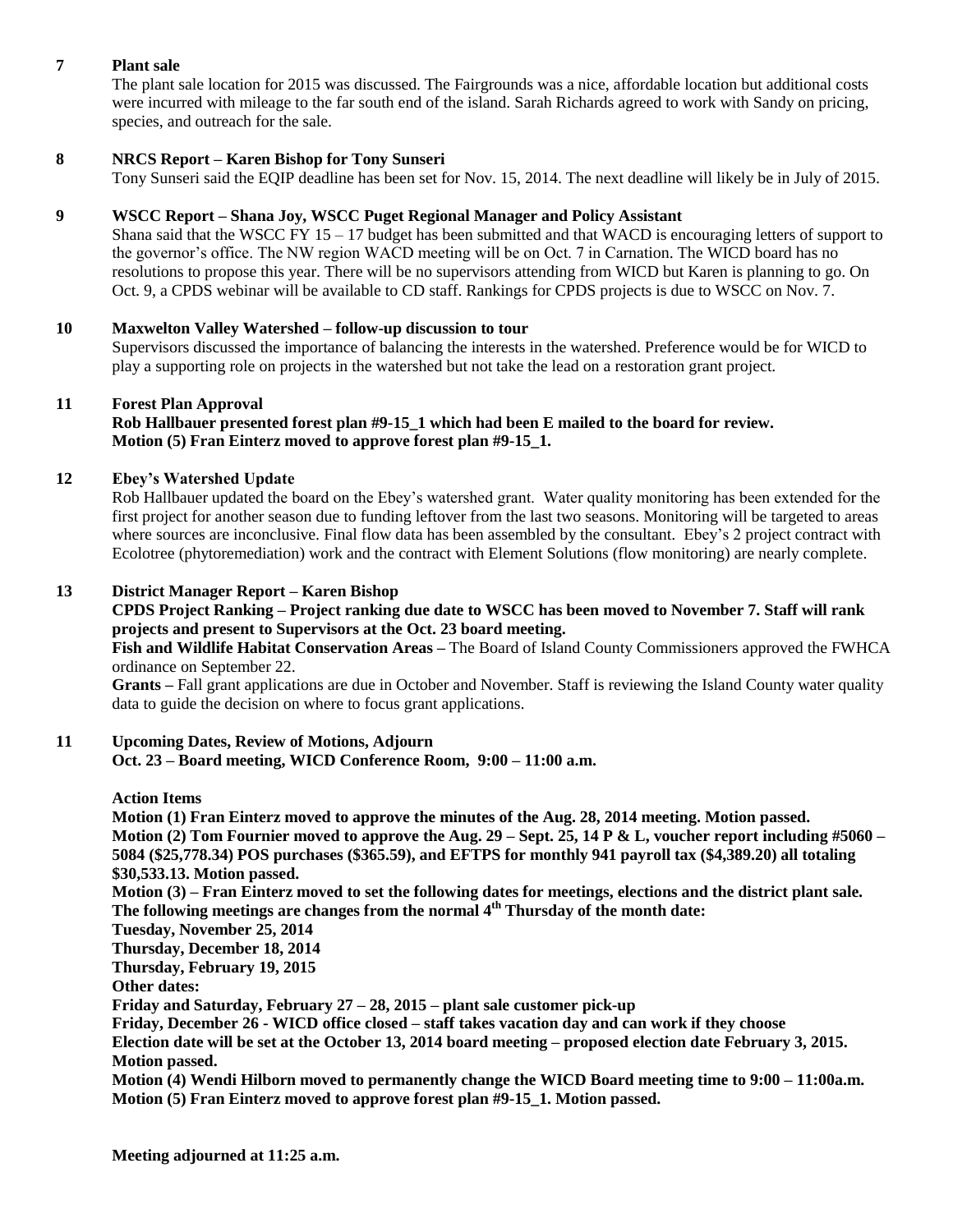**7 Plant sale**

The plant sale location for 2015 was discussed. The Fairgrounds was a nice, affordable location but additional costs were incurred with mileage to the far south end of the island. Sarah Richards agreed to work with Sandy on pricing, species, and outreach for the sale.

**8 NRCS Report – Karen Bishop for Tony Sunseri**

Tony Sunseri said the EQIP deadline has been set for Nov. 15, 2014. The next deadline will likely be in July of 2015.

**9 WSCC Report – Shana Joy, WSCC Puget Regional Manager and Policy Assistant**

Shana said that the WSCC FY 15 – 17 budget has been submitted and that WACD is encouraging letters of support to the governor's office. The NW region WACD meeting will be on Oct. 7 in Carnation. The WICD board has no resolutions to propose this year. There will be no supervisors attending from WICD but Karen is planning to go. On Oct. 9, a CPDS webinar will be available to CD staff. Rankings for CPDS projects is due to WSCC on Nov. 7.

**10 Maxwelton Valley Watershed – follow-up discussion to tour**

Supervisors discussed the importance of balancing the interests in the watershed. Preference would be for WICD to play a supporting role on projects in the watershed but not take the lead on a restoration grant project.

**11 Forest Plan Approval**

**Rob Hallbauer presented forest plan #9-15_1 which had been E mailed to the board for review.**
**Motion (5) Fran Einterz moved to approve forest plan #9-15_1.**

**12 Ebey's Watershed Update**

Rob Hallbauer updated the board on the Ebey's watershed grant. Water quality monitoring has been extended for the first project for another season due to funding leftover from the last two seasons. Monitoring will be targeted to areas where sources are inconclusive. Final flow data has been assembled by the consultant. Ebey's 2 project contract with Ecolotree (phytoremediation) work and the contract with Element Solutions (flow monitoring) are nearly complete.

**13 District Manager Report – Karen Bishop**

**CPDS Project Ranking – Project ranking due date to WSCC has been moved to November 7. Staff will rank projects and present to Supervisors at the Oct. 23 board meeting.**

**Fish and Wildlife Habitat Conservation Areas –** The Board of Island County Commissioners approved the FWHCA ordinance on September 22.

**Grants –** Fall grant applications are due in October and November. Staff is reviewing the Island County water quality data to guide the decision on where to focus grant applications.

**11 Upcoming Dates, Review of Motions, Adjourn**

**Oct. 23 – Board meeting, WICD Conference Room, 9:00 – 11:00 a.m.**

**Action Items**

**Motion (1) Fran Einterz moved to approve the minutes of the Aug. 28, 2014 meeting. Motion passed.**
**Motion (2) Tom Fournier moved to approve the Aug. 29 – Sept. 25, 14 P & L, voucher report including #5060 – 5084 ($25,778.34) POS purchases ($365.59), and EFTPS for monthly 941 payroll tax ($4,389.20) all totaling $30,533.13. Motion passed.**
**Motion (3) – Fran Einterz moved to set the following dates for meetings, elections and the district plant sale. The following meetings are changes from the normal 4th Thursday of the month date:**
**Tuesday, November 25, 2014**
**Thursday, December 18, 2014**
**Thursday, February 19, 2015**
**Other dates:**
**Friday and Saturday, February 27 – 28, 2015 – plant sale customer pick-up**
**Friday, December 26 - WICD office closed – staff takes vacation day and can work if they choose**
**Election date will be set at the October 13, 2014 board meeting – proposed election date February 3, 2015. Motion passed.**
**Motion (4) Wendi Hilborn moved to permanently change the WICD Board meeting time to 9:00 – 11:00a.m.**
**Motion (5) Fran Einterz moved to approve forest plan #9-15_1. Motion passed.**

**Meeting adjourned at 11:25 a.m.**